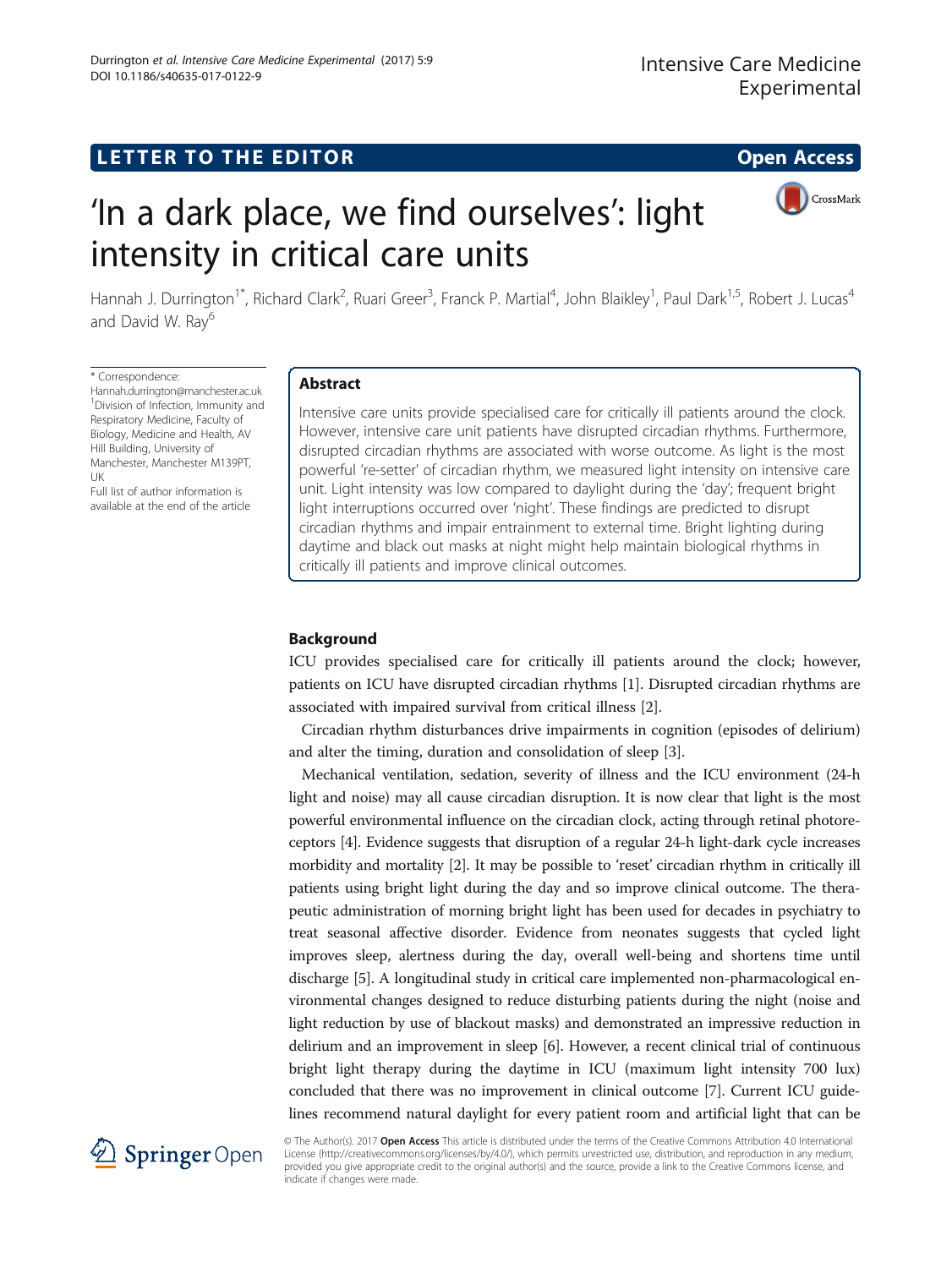LETTER TO THE EDITOR

Open Access

# 'In a dark place, we find ourselves': light intensity in critical care units

Hannah J. Durrington[1*], Richard Clark[2], Ruari Greer[3], Franck P. Martial[4], John Blaikley[1], Paul Dark[1,5], Robert J. Lucas[4] and David W. Ray[6]

\* Correspondence: Hannah.durrington@manchester.ac.uk
[1]Division of Infection, Immunity and Respiratory Medicine, Faculty of Biology, Medicine and Health, AV Hill Building, University of Manchester, Manchester M139PT, UK
Full list of author information is available at the end of the article

## Abstract

Intensive care units provide specialised care for critically ill patients around the clock. However, intensive care unit patients have disrupted circadian rhythms. Furthermore, disrupted circadian rhythms are associated with worse outcome. As light is the most powerful 're-setter' of circadian rhythm, we measured light intensity on intensive care unit. Light intensity was low compared to daylight during the 'day'; frequent bright light interruptions occurred over 'night'. These findings are predicted to disrupt circadian rhythms and impair entrainment to external time. Bright lighting during daytime and black out masks at night might help maintain biological rhythms in critically ill patients and improve clinical outcomes.

## Background

ICU provides specialised care for critically ill patients around the clock; however, patients on ICU have disrupted circadian rhythms [1]. Disrupted circadian rhythms are associated with impaired survival from critical illness [2].

Circadian rhythm disturbances drive impairments in cognition (episodes of delirium) and alter the timing, duration and consolidation of sleep [3].

Mechanical ventilation, sedation, severity of illness and the ICU environment (24-h light and noise) may all cause circadian disruption. It is now clear that light is the most powerful environmental influence on the circadian clock, acting through retinal photoreceptors [4]. Evidence suggests that disruption of a regular 24-h light-dark cycle increases morbidity and mortality [2]. It may be possible to 'reset' circadian rhythm in critically ill patients using bright light during the day and so improve clinical outcome. The therapeutic administration of morning bright light has been used for decades in psychiatry to treat seasonal affective disorder. Evidence from neonates suggests that cycled light improves sleep, alertness during the day, overall well-being and shortens time until discharge [5]. A longitudinal study in critical care implemented non-pharmacological environmental changes designed to reduce disturbing patients during the night (noise and light reduction by use of blackout masks) and demonstrated an impressive reduction in delirium and an improvement in sleep [6]. However, a recent clinical trial of continuous bright light therapy during the daytime in ICU (maximum light intensity 700 lux) concluded that there was no improvement in clinical outcome [7]. Current ICU guidelines recommend natural daylight for every patient room and artificial light that can be

© The Author(s). 2017 **Open Access** This article is distributed under the terms of the Creative Commons Attribution 4.0 International License (http://creativecommons.org/licenses/by/4.0/), which permits unrestricted use, distribution, and reproduction in any medium, provided you give appropriate credit to the original author(s) and the source, provide a link to the Creative Commons license, and indicate if changes were made.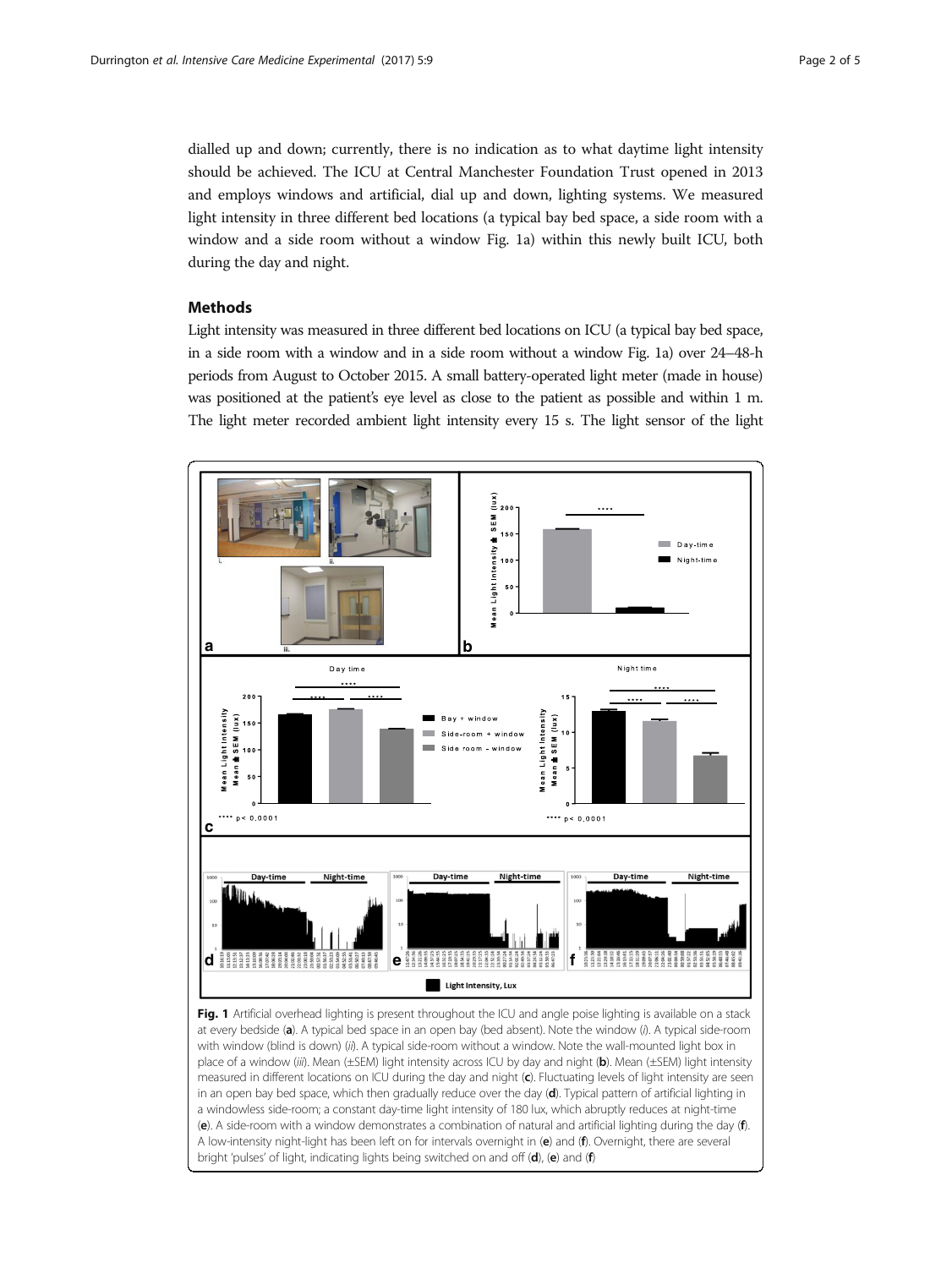dialled up and down; currently, there is no indication as to what daytime light intensity should be achieved. The ICU at Central Manchester Foundation Trust opened in 2013 and employs windows and artificial, dial up and down, lighting systems. We measured light intensity in three different bed locations (a typical bay bed space, a side room with a window and a side room without a window Fig. 1a) within this newly built ICU, both during the day and night.

## Methods

Light intensity was measured in three different bed locations on ICU (a typical bay bed space, in a side room with a window and in a side room without a window Fig. 1a) over 24–48-h periods from August to October 2015. A small battery-operated light meter (made in house) was positioned at the patient's eye level as close to the patient as possible and within 1 m. The light meter recorded ambient light intensity every 15 s. The light sensor of the light

**Fig. 1** Artificial overhead lighting is present throughout the ICU and angle poise lighting is available on a stack at every bedside (**a**). A typical bed space in an open bay (bed absent). Note the window (*i*). A typical side-room with window (blind is down) (*ii*). A typical side-room without a window. Note the wall-mounted light box in place of a window (*iii*). Mean (±SEM) light intensity across ICU by day and night (**b**). Mean (±SEM) light intensity measured in different locations on ICU during the day and night (**c**). Fluctuating levels of light intensity are seen in an open bay bed space, which then gradually reduce over the day (**d**). Typical pattern of artificial lighting in a windowless side-room; a constant day-time light intensity of 180 lux, which abruptly reduces at night-time (**e**). A side-room with a window demonstrates a combination of natural and artificial lighting during the day (**f**). A low-intensity night-light has been left on for intervals overnight in (**e**) and (**f**). Overnight, there are several bright 'pulses' of light, indicating lights being switched on and off (**d**), (**e**) and (**f**)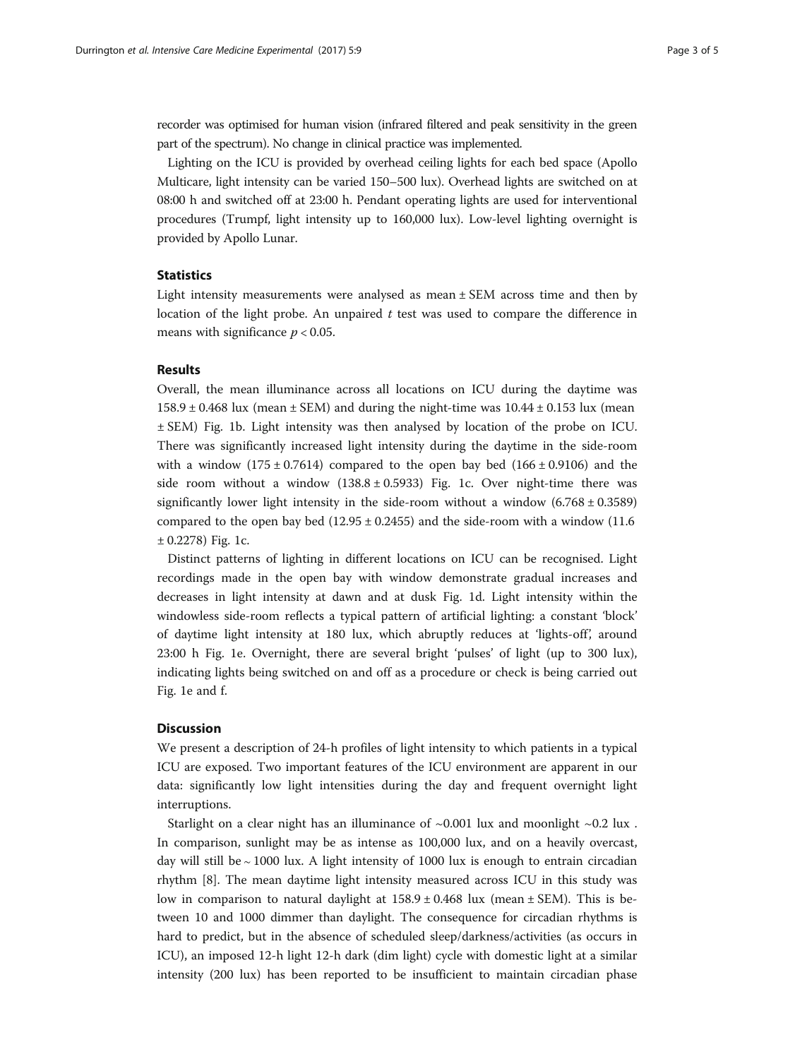recorder was optimised for human vision (infrared filtered and peak sensitivity in the green part of the spectrum). No change in clinical practice was implemented.

Lighting on the ICU is provided by overhead ceiling lights for each bed space (Apollo Multicare, light intensity can be varied 150–500 lux). Overhead lights are switched on at 08:00 h and switched off at 23:00 h. Pendant operating lights are used for interventional procedures (Trumpf, light intensity up to 160,000 lux). Low-level lighting overnight is provided by Apollo Lunar.

## Statistics

Light intensity measurements were analysed as mean ± SEM across time and then by location of the light probe. An unpaired *t* test was used to compare the difference in means with significance $p < 0.05$.

## Results

Overall, the mean illuminance across all locations on ICU during the daytime was 158.9 ± 0.468 lux (mean ± SEM) and during the night-time was 10.44 ± 0.153 lux (mean ± SEM) Fig. 1b. Light intensity was then analysed by location of the probe on ICU. There was significantly increased light intensity during the daytime in the side-room with a window (175 ± 0.7614) compared to the open bay bed (166 ± 0.9106) and the side room without a window (138.8 ± 0.5933) Fig. 1c. Over night-time there was significantly lower light intensity in the side-room without a window (6.768 ± 0.3589) compared to the open bay bed (12.95 ± 0.2455) and the side-room with a window (11.6 ± 0.2278) Fig. 1c.

Distinct patterns of lighting in different locations on ICU can be recognised. Light recordings made in the open bay with window demonstrate gradual increases and decreases in light intensity at dawn and at dusk Fig. 1d. Light intensity within the windowless side-room reflects a typical pattern of artificial lighting: a constant 'block' of daytime light intensity at 180 lux, which abruptly reduces at 'lights-off', around 23:00 h Fig. 1e. Overnight, there are several bright 'pulses' of light (up to 300 lux), indicating lights being switched on and off as a procedure or check is being carried out Fig. 1e and f.

## Discussion

We present a description of 24-h profiles of light intensity to which patients in a typical ICU are exposed. Two important features of the ICU environment are apparent in our data: significantly low light intensities during the day and frequent overnight light interruptions.

Starlight on a clear night has an illuminance of ~0.001 lux and moonlight ~0.2 lux . In comparison, sunlight may be as intense as 100,000 lux, and on a heavily overcast, day will still be ~ 1000 lux. A light intensity of 1000 lux is enough to entrain circadian rhythm [8]. The mean daytime light intensity measured across ICU in this study was low in comparison to natural daylight at 158.9 ± 0.468 lux (mean ± SEM). This is between 10 and 1000 dimmer than daylight. The consequence for circadian rhythms is hard to predict, but in the absence of scheduled sleep/darkness/activities (as occurs in ICU), an imposed 12-h light 12-h dark (dim light) cycle with domestic light at a similar intensity (200 lux) has been reported to be insufficient to maintain circadian phase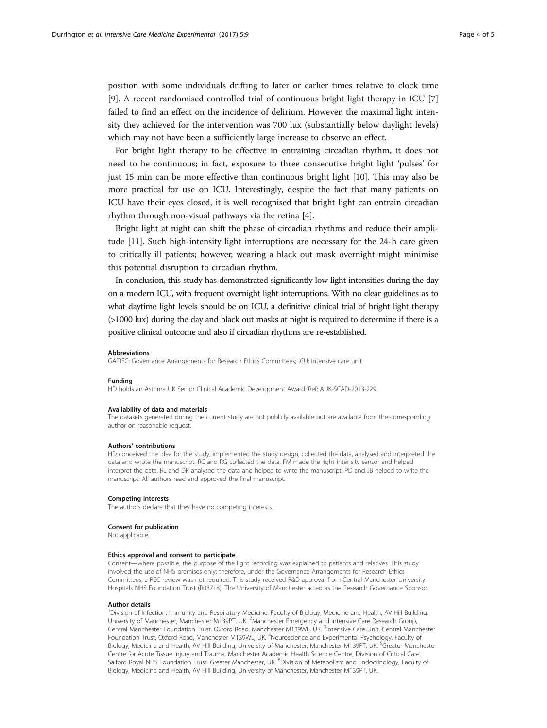position with some individuals drifting to later or earlier times relative to clock time [9]. A recent randomised controlled trial of continuous bright light therapy in ICU [7] failed to find an effect on the incidence of delirium. However, the maximal light intensity they achieved for the intervention was 700 lux (substantially below daylight levels) which may not have been a sufficiently large increase to observe an effect.

For bright light therapy to be effective in entraining circadian rhythm, it does not need to be continuous; in fact, exposure to three consecutive bright light 'pulses' for just 15 min can be more effective than continuous bright light [10]. This may also be more practical for use on ICU. Interestingly, despite the fact that many patients on ICU have their eyes closed, it is well recognised that bright light can entrain circadian rhythm through non-visual pathways via the retina [4].

Bright light at night can shift the phase of circadian rhythms and reduce their amplitude [11]. Such high-intensity light interruptions are necessary for the 24-h care given to critically ill patients; however, wearing a black out mask overnight might minimise this potential disruption to circadian rhythm.

In conclusion, this study has demonstrated significantly low light intensities during the day on a modern ICU, with frequent overnight light interruptions. With no clear guidelines as to what daytime light levels should be on ICU, a definitive clinical trial of bright light therapy (>1000 lux) during the day and black out masks at night is required to determine if there is a positive clinical outcome and also if circadian rhythms are re-established.

#### Abbreviations
GAfREC: Governance Arrangements for Research Ethics Committees; ICU: Intensive care unit

#### Funding
HD holds an Asthma UK Senior Clinical Academic Development Award. Ref: AUK-SCAD-2013-229.

#### Availability of data and materials
The datasets generated during the current study are not publicly available but are available from the corresponding author on reasonable request.

#### Authors' contributions
HD conceived the idea for the study, implemented the study design, collected the data, analysed and interpreted the data and wrote the manuscript. RC and RG collected the data. FM made the light intensity sensor and helped interpret the data. RL and DR analysed the data and helped to write the manuscript. PD and JB helped to write the manuscript. All authors read and approved the final manuscript.

#### Competing interests
The authors declare that they have no competing interests.

#### Consent for publication
Not applicable.

#### Ethics approval and consent to participate
Consent—where possible, the purpose of the light recording was explained to patients and relatives. This study involved the use of NHS premises only; therefore, under the Governance Arrangements for Research Ethics Committees, a REC review was not required. This study received R&D approval from Central Manchester University Hospitals NHS Foundation Trust (R03718). The University of Manchester acted as the Research Governance Sponsor.

#### Author details
[1]Division of Infection, Immunity and Respiratory Medicine, Faculty of Biology, Medicine and Health, AV Hill Building, University of Manchester, Manchester M139PT, UK. [2]Manchester Emergency and Intensive Care Research Group, Central Manchester Foundation Trust, Oxford Road, Manchester M139WL, UK. [3]Intensive Care Unit, Central Manchester Foundation Trust, Oxford Road, Manchester M139WL, UK. [4]Neuroscience and Experimental Psychology, Faculty of Biology, Medicine and Health, AV Hill Building, University of Manchester, Manchester M139PT, UK. [5]Greater Manchester Centre for Acute Tissue Injury and Trauma, Manchester Academic Health Science Centre, Division of Critical Care, Salford Royal NHS Foundation Trust, Greater Manchester, UK. [6]Division of Metabolism and Endocrinology, Faculty of Biology, Medicine and Health, AV Hill Building, University of Manchester, Manchester M139PT, UK.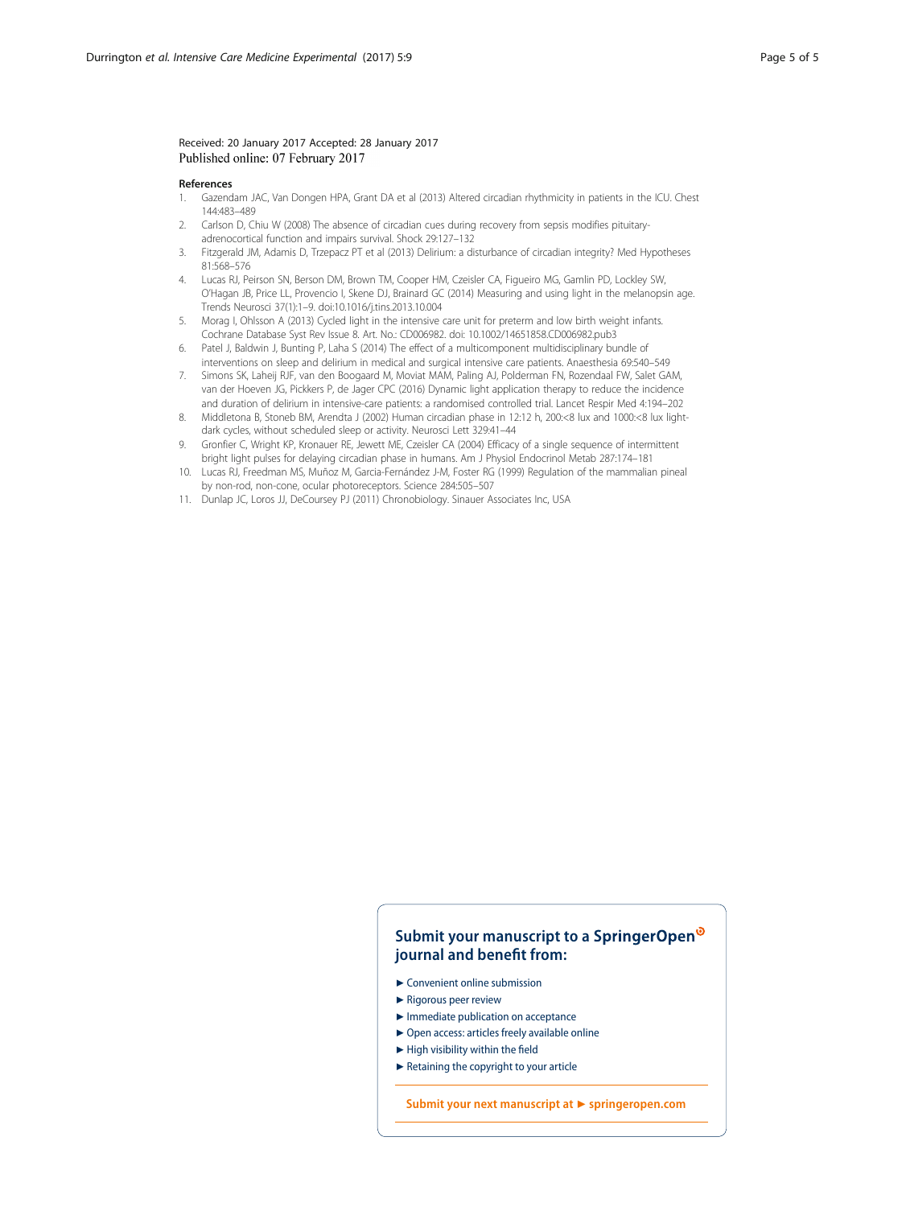Received: 20 January 2017 Accepted: 28 January 2017
Published online: 07 February 2017

### References

1. Gazendam JAC, Van Dongen HPA, Grant DA et al (2013) Altered circadian rhythmicity in patients in the ICU. Chest 144:483–489
2. Carlson D, Chiu W (2008) The absence of circadian cues during recovery from sepsis modifies pituitary-adrenocortical function and impairs survival. Shock 29:127–132
3. Fitzgerald JM, Adamis D, Trzepacz PT et al (2013) Delirium: a disturbance of circadian integrity? Med Hypotheses 81:568–576
4. Lucas RJ, Peirson SN, Berson DM, Brown TM, Cooper HM, Czeisler CA, Figueiro MG, Gamlin PD, Lockley SW, O'Hagan JB, Price LL, Provencio I, Skene DJ, Brainard GC (2014) Measuring and using light in the melanopsin age. Trends Neurosci 37(1):1–9. doi:10.1016/j.tins.2013.10.004
5. Morag I, Ohlsson A (2013) Cycled light in the intensive care unit for preterm and low birth weight infants. Cochrane Database Syst Rev Issue 8. Art. No.: CD006982. doi: 10.1002/14651858.CD006982.pub3
6. Patel J, Baldwin J, Bunting P, Laha S (2014) The effect of a multicomponent multidisciplinary bundle of interventions on sleep and delirium in medical and surgical intensive care patients. Anaesthesia 69:540–549
7. Simons SK, Laheij RJF, van den Boogaard M, Moviat MAM, Paling AJ, Polderman FN, Rozendaal FW, Salet GAM, van der Hoeven JG, Pickkers P, de Jager CPC (2016) Dynamic light application therapy to reduce the incidence and duration of delirium in intensive-care patients: a randomised controlled trial. Lancet Respir Med 4:194–202
8. Middletona B, Stoneb BM, Arendta J (2002) Human circadian phase in 12:12 h, 200:<8 lux and 1000:<8 lux light-dark cycles, without scheduled sleep or activity. Neurosci Lett 329:41–44
9. Gronfier C, Wright KP, Kronauer RE, Jewett ME, Czeisler CA (2004) Efficacy of a single sequence of intermittent bright light pulses for delaying circadian phase in humans. Am J Physiol Endocrinol Metab 287:174–181
10. Lucas RJ, Freedman MS, Muñoz M, Garcia-Fernández J-M, Foster RG (1999) Regulation of the mammalian pineal by non-rod, non-cone, ocular photoreceptors. Science 284:505–507
11. Dunlap JC, Loros JJ, DeCoursey PJ (2011) Chronobiology. Sinauer Associates Inc, USA

**Submit your manuscript to a SpringerOpen journal and benefit from:**

- ► Convenient online submission
- ► Rigorous peer review
- ► Immediate publication on acceptance
- ► Open access: articles freely available online
- ► High visibility within the field
- ► Retaining the copyright to your article

**Submit your next manuscript at ► springeropen.com**